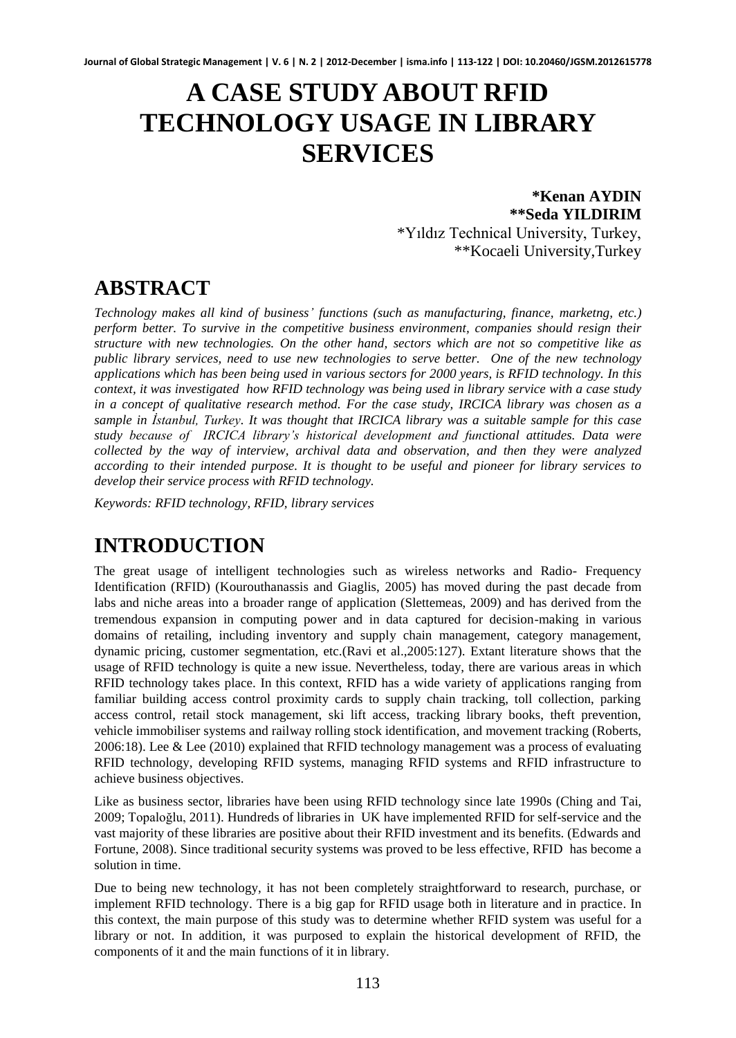# A CASE STUDY ABOUT RFID TECHNOLOGY USAGE IN LIBRARY SERVICES

**\*Kenan AYDIN**
**\*\*Seda YILDIRIM**
\*Yıldız Technical University, Turkey,
\*\*Kocaeli University,Turkey

## ABSTRACT

*Technology makes all kind of business' functions (such as manufacturing, finance, marketng, etc.) perform better. To survive in the competitive business environment, companies should resign their structure with new technologies. On the other hand, sectors which are not so competitive like as public library services, need to use new technologies to serve better. One of the new technology applications which has been being used in various sectors for 2000 years, is RFID technology. In this context, it was investigated how RFID technology was being used in library service with a case study in a concept of qualitative research method. For the case study, IRCICA library was chosen as a sample in İstanbul, Turkey. It was thought that IRCICA library was a suitable sample for this case study because of IRCICA library's historical development and functional attitudes. Data were collected by the way of interview, archival data and observation, and then they were analyzed according to their intended purpose. It is thought to be useful and pioneer for library services to develop their service process with RFID technology.*

*Keywords: RFID technology, RFID, library services*

## INTRODUCTION

The great usage of intelligent technologies such as wireless networks and Radio- Frequency Identification (RFID) (Kourouthanassis and Giaglis, 2005) has moved during the past decade from labs and niche areas into a broader range of application (Slettemeas, 2009) and has derived from the tremendous expansion in computing power and in data captured for decision-making in various domains of retailing, including inventory and supply chain management, category management, dynamic pricing, customer segmentation, etc.(Ravi et al.,2005:127). Extant literature shows that the usage of RFID technology is quite a new issue. Nevertheless, today, there are various areas in which RFID technology takes place. In this context, RFID has a wide variety of applications ranging from familiar building access control proximity cards to supply chain tracking, toll collection, parking access control, retail stock management, ski lift access, tracking library books, theft prevention, vehicle immobiliser systems and railway rolling stock identification, and movement tracking (Roberts, 2006:18). Lee & Lee (2010) explained that RFID technology management was a process of evaluating RFID technology, developing RFID systems, managing RFID systems and RFID infrastructure to achieve business objectives.

Like as business sector, libraries have been using RFID technology since late 1990s (Ching and Tai, 2009; Topaloğlu, 2011). Hundreds of libraries in UK have implemented RFID for self-service and the vast majority of these libraries are positive about their RFID investment and its benefits. (Edwards and Fortune, 2008). Since traditional security systems was proved to be less effective, RFID has become a solution in time.

Due to being new technology, it has not been completely straightforward to research, purchase, or implement RFID technology. There is a big gap for RFID usage both in literature and in practice. In this context, the main purpose of this study was to determine whether RFID system was useful for a library or not. In addition, it was purposed to explain the historical development of RFID, the components of it and the main functions of it in library.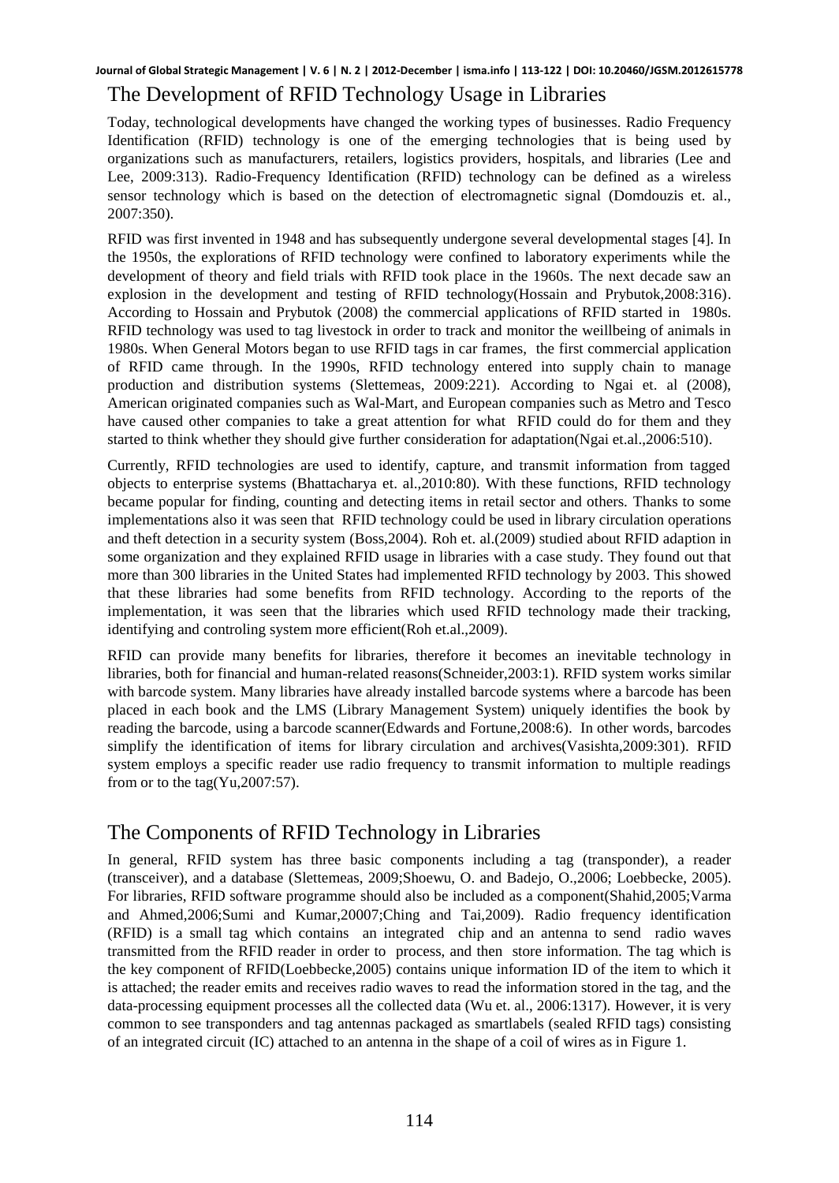## The Development of RFID Technology Usage in Libraries

Today, technological developments have changed the working types of businesses. Radio Frequency Identification (RFID) technology is one of the emerging technologies that is being used by organizations such as manufacturers, retailers, logistics providers, hospitals, and libraries (Lee and Lee, 2009:313). Radio-Frequency Identification (RFID) technology can be defined as a wireless sensor technology which is based on the detection of electromagnetic signal (Domdouzis et. al., 2007:350).

RFID was first invented in 1948 and has subsequently undergone several developmental stages [4]. In the 1950s, the explorations of RFID technology were confined to laboratory experiments while the development of theory and field trials with RFID took place in the 1960s. The next decade saw an explosion in the development and testing of RFID technology(Hossain and Prybutok,2008:316). According to Hossain and Prybutok (2008) the commercial applications of RFID started in 1980s. RFID technology was used to tag livestock in order to track and monitor the weillbeing of animals in 1980s. When General Motors began to use RFID tags in car frames, the first commercial application of RFID came through. In the 1990s, RFID technology entered into supply chain to manage production and distribution systems (Slettemeas, 2009:221). According to Ngai et. al (2008), American originated companies such as Wal-Mart, and European companies such as Metro and Tesco have caused other companies to take a great attention for what RFID could do for them and they started to think whether they should give further consideration for adaptation(Ngai et.al.,2006:510).

Currently, RFID technologies are used to identify, capture, and transmit information from tagged objects to enterprise systems (Bhattacharya et. al.,2010:80). With these functions, RFID technology became popular for finding, counting and detecting items in retail sector and others. Thanks to some implementations also it was seen that RFID technology could be used in library circulation operations and theft detection in a security system (Boss,2004). Roh et. al.(2009) studied about RFID adaption in some organization and they explained RFID usage in libraries with a case study. They found out that more than 300 libraries in the United States had implemented RFID technology by 2003. This showed that these libraries had some benefits from RFID technology. According to the reports of the implementation, it was seen that the libraries which used RFID technology made their tracking, identifying and controling system more efficient(Roh et.al.,2009).

RFID can provide many benefits for libraries, therefore it becomes an inevitable technology in libraries, both for financial and human-related reasons(Schneider,2003:1). RFID system works similar with barcode system. Many libraries have already installed barcode systems where a barcode has been placed in each book and the LMS (Library Management System) uniquely identifies the book by reading the barcode, using a barcode scanner(Edwards and Fortune,2008:6). In other words, barcodes simplify the identification of items for library circulation and archives(Vasishta,2009:301). RFID system employs a specific reader use radio frequency to transmit information to multiple readings from or to the tag(Yu,2007:57).

## The Components of RFID Technology in Libraries

In general, RFID system has three basic components including a tag (transponder), a reader (transceiver), and a database (Slettemeas, 2009;Shoewu, O. and Badejo, O.,2006; Loebbecke, 2005). For libraries, RFID software programme should also be included as a component(Shahid,2005;Varma and Ahmed,2006;Sumi and Kumar,20007;Ching and Tai,2009). Radio frequency identification (RFID) is a small tag which contains an integrated chip and an antenna to send radio waves transmitted from the RFID reader in order to process, and then store information. The tag which is the key component of RFID(Loebbecke,2005) contains unique information ID of the item to which it is attached; the reader emits and receives radio waves to read the information stored in the tag, and the data-processing equipment processes all the collected data (Wu et. al., 2006:1317). However, it is very common to see transponders and tag antennas packaged as smartlabels (sealed RFID tags) consisting of an integrated circuit (IC) attached to an antenna in the shape of a coil of wires as in Figure 1.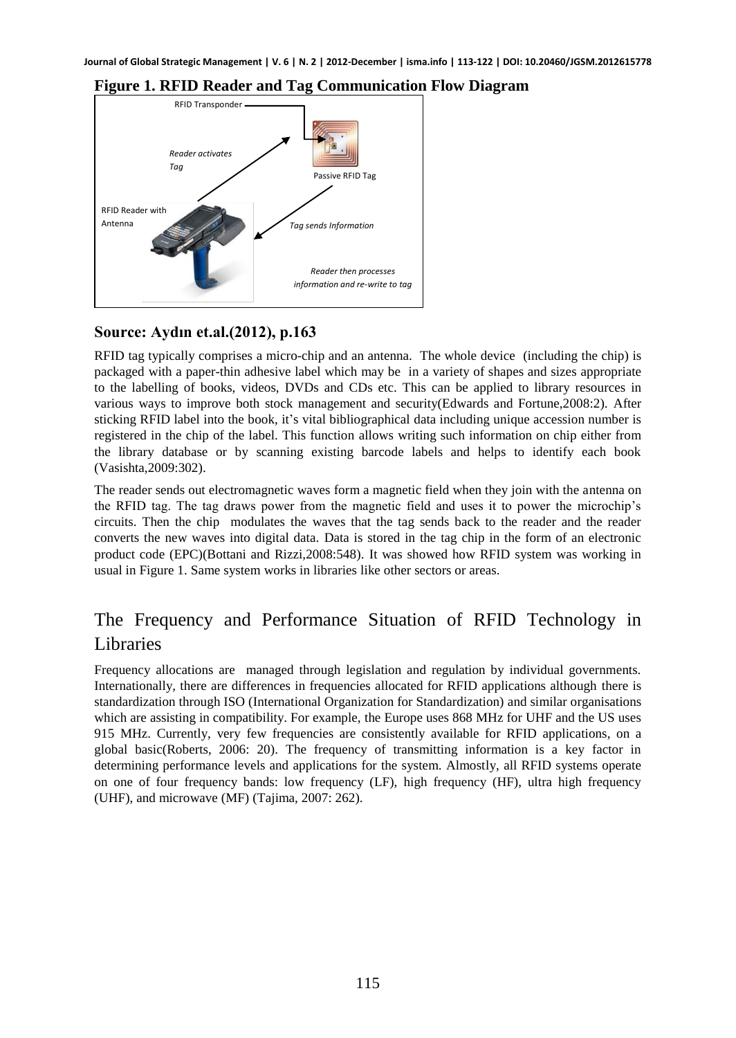**Figure 1. RFID Reader and Tag Communication Flow Diagram**

**Source: Aydın et.al.(2012), p.163**

RFID tag typically comprises a micro-chip and an antenna. The whole device (including the chip) is packaged with a paper-thin adhesive label which may be in a variety of shapes and sizes appropriate to the labelling of books, videos, DVDs and CDs etc. This can be applied to library resources in various ways to improve both stock management and security(Edwards and Fortune,2008:2). After sticking RFID label into the book, it's vital bibliographical data including unique accession number is registered in the chip of the label. This function allows writing such information on chip either from the library database or by scanning existing barcode labels and helps to identify each book (Vasishta,2009:302).

The reader sends out electromagnetic waves form a magnetic field when they join with the antenna on the RFID tag. The tag draws power from the magnetic field and uses it to power the microchip's circuits. Then the chip modulates the waves that the tag sends back to the reader and the reader converts the new waves into digital data. Data is stored in the tag chip in the form of an electronic product code (EPC)(Bottani and Rizzi,2008:548). It was showed how RFID system was working in usual in Figure 1. Same system works in libraries like other sectors or areas.

## The Frequency and Performance Situation of RFID Technology in Libraries

Frequency allocations are managed through legislation and regulation by individual governments. Internationally, there are differences in frequencies allocated for RFID applications although there is standardization through ISO (International Organization for Standardization) and similar organisations which are assisting in compatibility. For example, the Europe uses 868 MHz for UHF and the US uses 915 MHz. Currently, very few frequencies are consistently available for RFID applications, on a global basic(Roberts, 2006: 20). The frequency of transmitting information is a key factor in determining performance levels and applications for the system. Almostly, all RFID systems operate on one of four frequency bands: low frequency (LF), high frequency (HF), ultra high frequency (UHF), and microwave (MF) (Tajima, 2007: 262).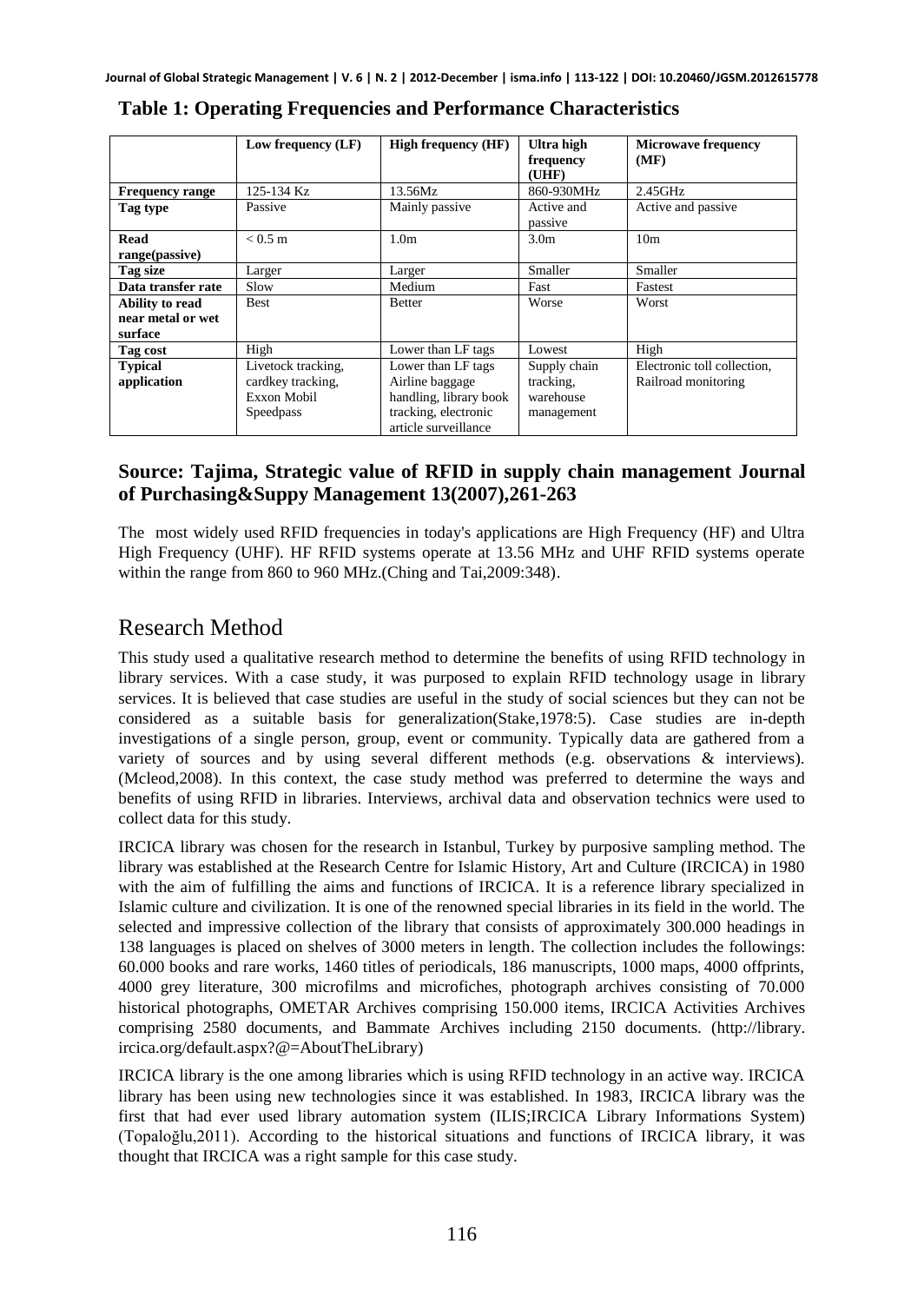**Table 1: Operating Frequencies and Performance Characteristics**

| | **Low frequency (LF)** | **High frequency (HF)** | **Ultra high frequency (UHF)** | **Microwave frequency (MF)** |
|---|---|---|---|---|
| **Frequency range** | 125-134 Kz | 13.56Mz | 860-930MHz | 2.45GHz |
| **Tag type** | Passive | Mainly passive | Active and passive | Active and passive |
| **Read range(passive)** | < 0.5 m | 1.0m | 3.0m | 10m |
| **Tag size** | Larger | Larger | Smaller | Smaller |
| **Data transfer rate** | Slow | Medium | Fast | Fastest |
| **Ability to read near metal or wet surface** | Best | Better | Worse | Worst |
| **Tag cost** | High | Lower than LF tags | Lowest | High |
| **Typical application** | Livetock tracking, cardkey tracking, Exxon Mobil Speedpass | Lower than LF tags Airline baggage handling, library book tracking, electronic article surveillance | Supply chain tracking, warehouse management | Electronic toll collection, Railroad monitoring |

**Source: Tajima, Strategic value of RFID in supply chain management Journal of Purchasing&Suppy Management 13(2007),261-263**

The most widely used RFID frequencies in today's applications are High Frequency (HF) and Ultra High Frequency (UHF). HF RFID systems operate at 13.56 MHz and UHF RFID systems operate within the range from 860 to 960 MHz.(Ching and Tai,2009:348).

# Research Method

This study used a qualitative research method to determine the benefits of using RFID technology in library services. With a case study, it was purposed to explain RFID technology usage in library services. It is believed that case studies are useful in the study of social sciences but they can not be considered as a suitable basis for generalization(Stake,1978:5). Case studies are in-depth investigations of a single person, group, event or community. Typically data are gathered from a variety of sources and by using several different methods (e.g. observations & interviews). (Mcleod,2008). In this context, the case study method was preferred to determine the ways and benefits of using RFID in libraries. Interviews, archival data and observation technics were used to collect data for this study.

IRCICA library was chosen for the research in Istanbul, Turkey by purposive sampling method. The library was established at the Research Centre for Islamic History, Art and Culture (IRCICA) in 1980 with the aim of fulfilling the aims and functions of IRCICA. It is a reference library specialized in Islamic culture and civilization. It is one of the renowned special libraries in its field in the world. The selected and impressive collection of the library that consists of approximately 300.000 headings in 138 languages is placed on shelves of 3000 meters in length. The collection includes the followings: 60.000 books and rare works, 1460 titles of periodicals, 186 manuscripts, 1000 maps, 4000 offprints, 4000 grey literature, 300 microfilms and microfiches, photograph archives consisting of 70.000 historical photographs, OMETAR Archives comprising 150.000 items, IRCICA Activities Archives comprising 2580 documents, and Bammate Archives including 2150 documents. (http://library. ircica.org/default.aspx?@=AboutTheLibrary)

IRCICA library is the one among libraries which is using RFID technology in an active way. IRCICA library has been using new technologies since it was established. In 1983, IRCICA library was the first that had ever used library automation system (ILIS;IRCICA Library Informations System) (Topaloğlu,2011). According to the historical situations and functions of IRCICA library, it was thought that IRCICA was a right sample for this case study.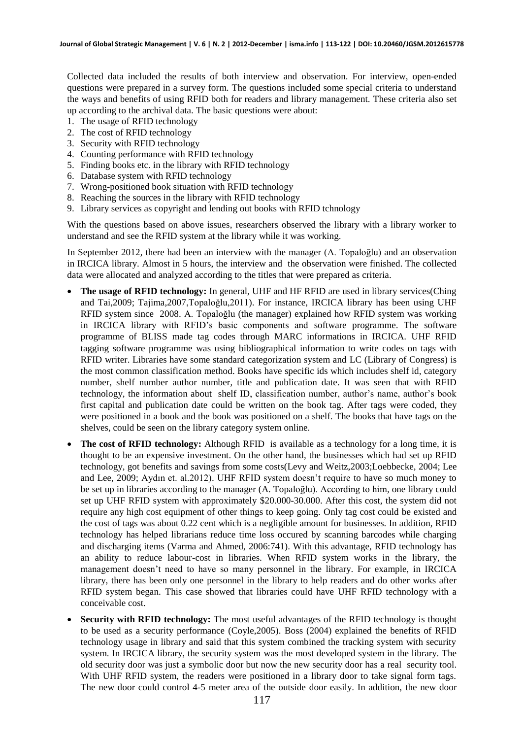Collected data included the results of both interview and observation. For interview, open-ended questions were prepared in a survey form. The questions included some special criteria to understand the ways and benefits of using RFID both for readers and library management. These criteria also set up according to the archival data. The basic questions were about:

1. The usage of RFID technology
2. The cost of RFID technology
3. Security with RFID technology
4. Counting performance with RFID technology
5. Finding books etc. in the library with RFID technology
6. Database system with RFID technology
7. Wrong-positioned book situation with RFID technology
8. Reaching the sources in the library with RFID technology
9. Library services as copyright and lending out books with RFID tchnology

With the questions based on above issues, researchers observed the library with a library worker to understand and see the RFID system at the library while it was working.

In September 2012, there had been an interview with the manager (A. Topaloğlu) and an observation in IRCICA library. Almost in 5 hours, the interview and the observation were finished. The collected data were allocated and analyzed according to the titles that were prepared as criteria.

- **The usage of RFID technology:** In general, UHF and HF RFID are used in library services(Ching and Tai,2009; Tajima,2007,Topaloğlu,2011). For instance, IRCICA library has been using UHF RFID system since 2008. A. Topaloğlu (the manager) explained how RFID system was working in IRCICA library with RFID's basic components and software programme. The software programme of BLISS made tag codes through MARC informations in IRCICA. UHF RFID tagging software programme was using bibliographical information to write codes on tags with RFID writer. Libraries have some standard categorization system and LC (Library of Congress) is the most common classification method. Books have specific ids which includes shelf id, category number, shelf number author number, title and publication date. It was seen that with RFID technology, the information about shelf ID, classification number, author's name, author's book first capital and publication date could be written on the book tag. After tags were coded, they were positioned in a book and the book was positioned on a shelf. The books that have tags on the shelves, could be seen on the library category system online.
- **The cost of RFID technology:** Although RFID is available as a technology for a long time, it is thought to be an expensive investment. On the other hand, the businesses which had set up RFID technology, got benefits and savings from some costs(Levy and Weitz,2003;Loebbecke, 2004; Lee and Lee, 2009; Aydın et. al.2012). UHF RFID system doesn't require to have so much money to be set up in libraries according to the manager (A. Topaloğlu). According to him, one library could set up UHF RFID system with approximately \$20.000-30.000. After this cost, the system did not require any high cost equipment of other things to keep going. Only tag cost could be existed and the cost of tags was about 0.22 cent which is a negligible amount for businesses. In addition, RFID technology has helped librarians reduce time loss occured by scanning barcodes while charging and discharging items (Varma and Ahmed, 2006:741). With this advantage, RFID technology has an ability to reduce labour-cost in libraries. When RFID system works in the library, the management doesn't need to have so many personnel in the library. For example, in IRCICA library, there has been only one personnel in the library to help readers and do other works after RFID system began. This case showed that libraries could have UHF RFID technology with a conceivable cost.
- **Security with RFID technology:** The most useful advantages of the RFID technology is thought to be used as a security performance (Coyle,2005). Boss (2004) explained the benefits of RFID technology usage in library and said that this system combined the tracking system with security system. In IRCICA library, the security system was the most developed system in the library. The old security door was just a symbolic door but now the new security door has a real security tool. With UHF RFID system, the readers were positioned in a library door to take signal form tags. The new door could control 4-5 meter area of the outside door easily. In addition, the new door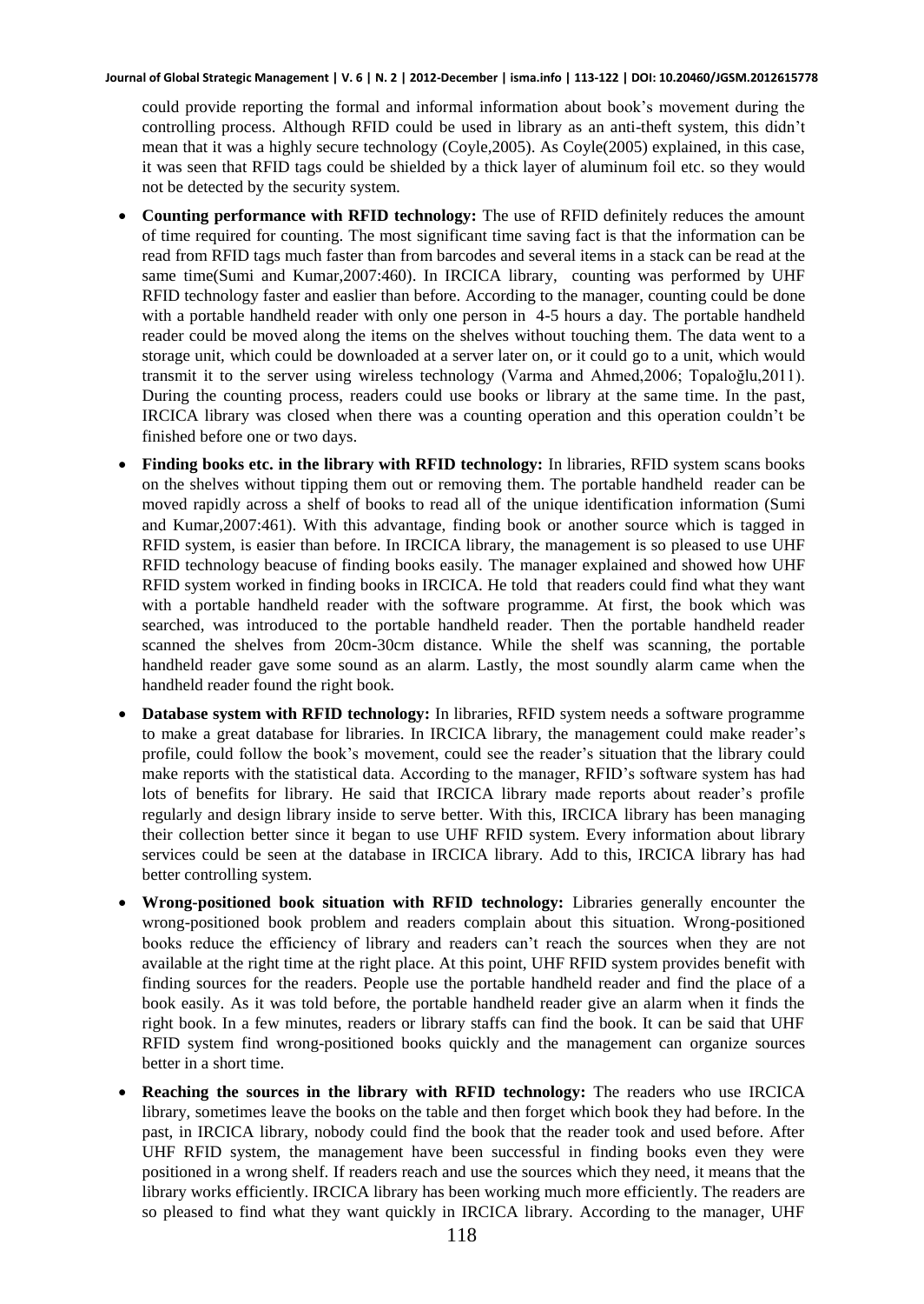could provide reporting the formal and informal information about book's movement during the controlling process. Although RFID could be used in library as an anti-theft system, this didn't mean that it was a highly secure technology (Coyle,2005). As Coyle(2005) explained, in this case, it was seen that RFID tags could be shielded by a thick layer of aluminum foil etc. so they would not be detected by the security system.

- **Counting performance with RFID technology:** The use of RFID definitely reduces the amount of time required for counting. The most significant time saving fact is that the information can be read from RFID tags much faster than from barcodes and several items in a stack can be read at the same time(Sumi and Kumar,2007:460). In IRCICA library, counting was performed by UHF RFID technology faster and easlier than before. According to the manager, counting could be done with a portable handheld reader with only one person in 4-5 hours a day. The portable handheld reader could be moved along the items on the shelves without touching them. The data went to a storage unit, which could be downloaded at a server later on, or it could go to a unit, which would transmit it to the server using wireless technology (Varma and Ahmed,2006; Topaloğlu,2011). During the counting process, readers could use books or library at the same time. In the past, IRCICA library was closed when there was a counting operation and this operation couldn't be finished before one or two days.
- **Finding books etc. in the library with RFID technology:** In libraries, RFID system scans books on the shelves without tipping them out or removing them. The portable handheld reader can be moved rapidly across a shelf of books to read all of the unique identification information (Sumi and Kumar,2007:461). With this advantage, finding book or another source which is tagged in RFID system, is easier than before. In IRCICA library, the management is so pleased to use UHF RFID technology beacuse of finding books easily. The manager explained and showed how UHF RFID system worked in finding books in IRCICA. He told that readers could find what they want with a portable handheld reader with the software programme. At first, the book which was searched, was introduced to the portable handheld reader. Then the portable handheld reader scanned the shelves from 20cm-30cm distance. While the shelf was scanning, the portable handheld reader gave some sound as an alarm. Lastly, the most soundly alarm came when the handheld reader found the right book.
- **Database system with RFID technology:** In libraries, RFID system needs a software programme to make a great database for libraries. In IRCICA library, the management could make reader's profile, could follow the book's movement, could see the reader's situation that the library could make reports with the statistical data. According to the manager, RFID's software system has had lots of benefits for library. He said that IRCICA library made reports about reader's profile regularly and design library inside to serve better. With this, IRCICA library has been managing their collection better since it began to use UHF RFID system. Every information about library services could be seen at the database in IRCICA library. Add to this, IRCICA library has had better controlling system.
- **Wrong-positioned book situation with RFID technology:** Libraries generally encounter the wrong-positioned book problem and readers complain about this situation. Wrong-positioned books reduce the efficiency of library and readers can't reach the sources when they are not available at the right time at the right place. At this point, UHF RFID system provides benefit with finding sources for the readers. People use the portable handheld reader and find the place of a book easily. As it was told before, the portable handheld reader give an alarm when it finds the right book. In a few minutes, readers or library staffs can find the book. It can be said that UHF RFID system find wrong-positioned books quickly and the management can organize sources better in a short time.
- **Reaching the sources in the library with RFID technology:** The readers who use IRCICA library, sometimes leave the books on the table and then forget which book they had before. In the past, in IRCICA library, nobody could find the book that the reader took and used before. After UHF RFID system, the management have been successful in finding books even they were positioned in a wrong shelf. If readers reach and use the sources which they need, it means that the library works efficiently. IRCICA library has been working much more efficiently. The readers are so pleased to find what they want quickly in IRCICA library. According to the manager, UHF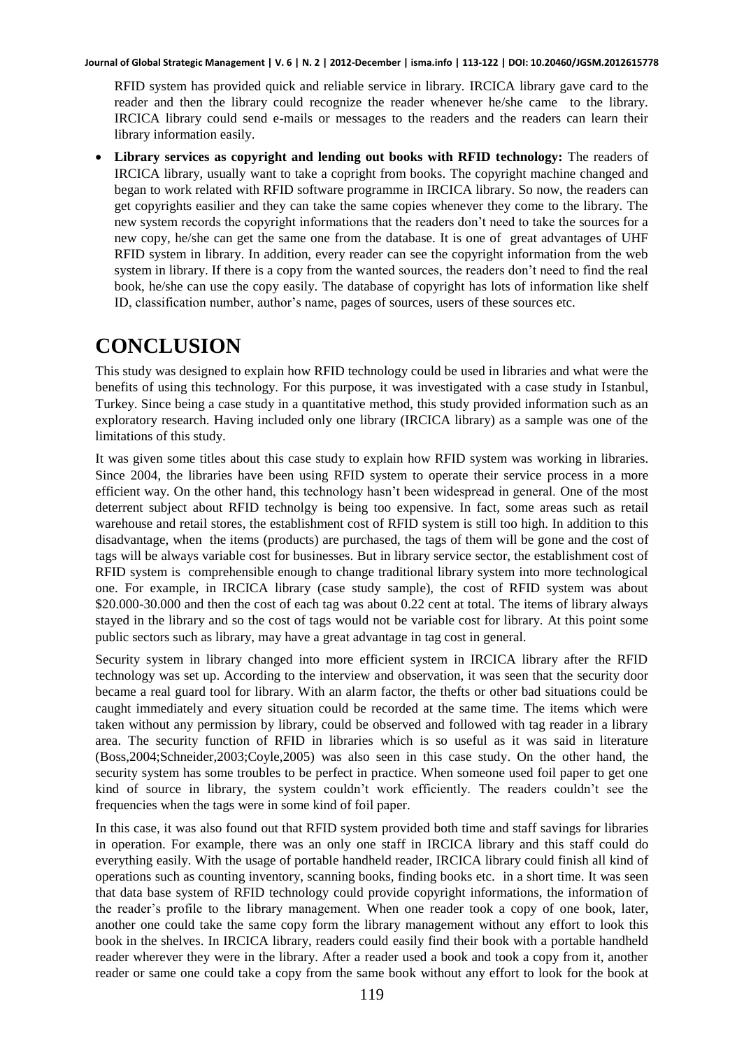RFID system has provided quick and reliable service in library. IRCICA library gave card to the reader and then the library could recognize the reader whenever he/she came to the library. IRCICA library could send e-mails or messages to the readers and the readers can learn their library information easily.

- **Library services as copyright and lending out books with RFID technology:** The readers of IRCICA library, usually want to take a copright from books. The copyright machine changed and began to work related with RFID software programme in IRCICA library. So now, the readers can get copyrights easilier and they can take the same copies whenever they come to the library. The new system records the copyright informations that the readers don't need to take the sources for a new copy, he/she can get the same one from the database. It is one of great advantages of UHF RFID system in library. In addition, every reader can see the copyright information from the web system in library. If there is a copy from the wanted sources, the readers don't need to find the real book, he/she can use the copy easily. The database of copyright has lots of information like shelf ID, classification number, author's name, pages of sources, users of these sources etc.

# CONCLUSION

This study was designed to explain how RFID technology could be used in libraries and what were the benefits of using this technology. For this purpose, it was investigated with a case study in Istanbul, Turkey. Since being a case study in a quantitative method, this study provided information such as an exploratory research. Having included only one library (IRCICA library) as a sample was one of the limitations of this study.

It was given some titles about this case study to explain how RFID system was working in libraries. Since 2004, the libraries have been using RFID system to operate their service process in a more efficient way. On the other hand, this technology hasn't been widespread in general. One of the most deterrent subject about RFID technolgy is being too expensive. In fact, some areas such as retail warehouse and retail stores, the establishment cost of RFID system is still too high. In addition to this disadvantage, when the items (products) are purchased, the tags of them will be gone and the cost of tags will be always variable cost for businesses. But in library service sector, the establishment cost of RFID system is comprehensible enough to change traditional library system into more technological one. For example, in IRCICA library (case study sample), the cost of RFID system was about \$20.000-30.000 and then the cost of each tag was about 0.22 cent at total. The items of library always stayed in the library and so the cost of tags would not be variable cost for library. At this point some public sectors such as library, may have a great advantage in tag cost in general.

Security system in library changed into more efficient system in IRCICA library after the RFID technology was set up. According to the interview and observation, it was seen that the security door became a real guard tool for library. With an alarm factor, the thefts or other bad situations could be caught immediately and every situation could be recorded at the same time. The items which were taken without any permission by library, could be observed and followed with tag reader in a library area. The security function of RFID in libraries which is so useful as it was said in literature (Boss,2004;Schneider,2003;Coyle,2005) was also seen in this case study. On the other hand, the security system has some troubles to be perfect in practice. When someone used foil paper to get one kind of source in library, the system couldn't work efficiently. The readers couldn't see the frequencies when the tags were in some kind of foil paper.

In this case, it was also found out that RFID system provided both time and staff savings for libraries in operation. For example, there was an only one staff in IRCICA library and this staff could do everything easily. With the usage of portable handheld reader, IRCICA library could finish all kind of operations such as counting inventory, scanning books, finding books etc. in a short time. It was seen that data base system of RFID technology could provide copyright informations, the information of the reader's profile to the library management. When one reader took a copy of one book, later, another one could take the same copy form the library management without any effort to look this book in the shelves. In IRCICA library, readers could easily find their book with a portable handheld reader wherever they were in the library. After a reader used a book and took a copy from it, another reader or same one could take a copy from the same book without any effort to look for the book at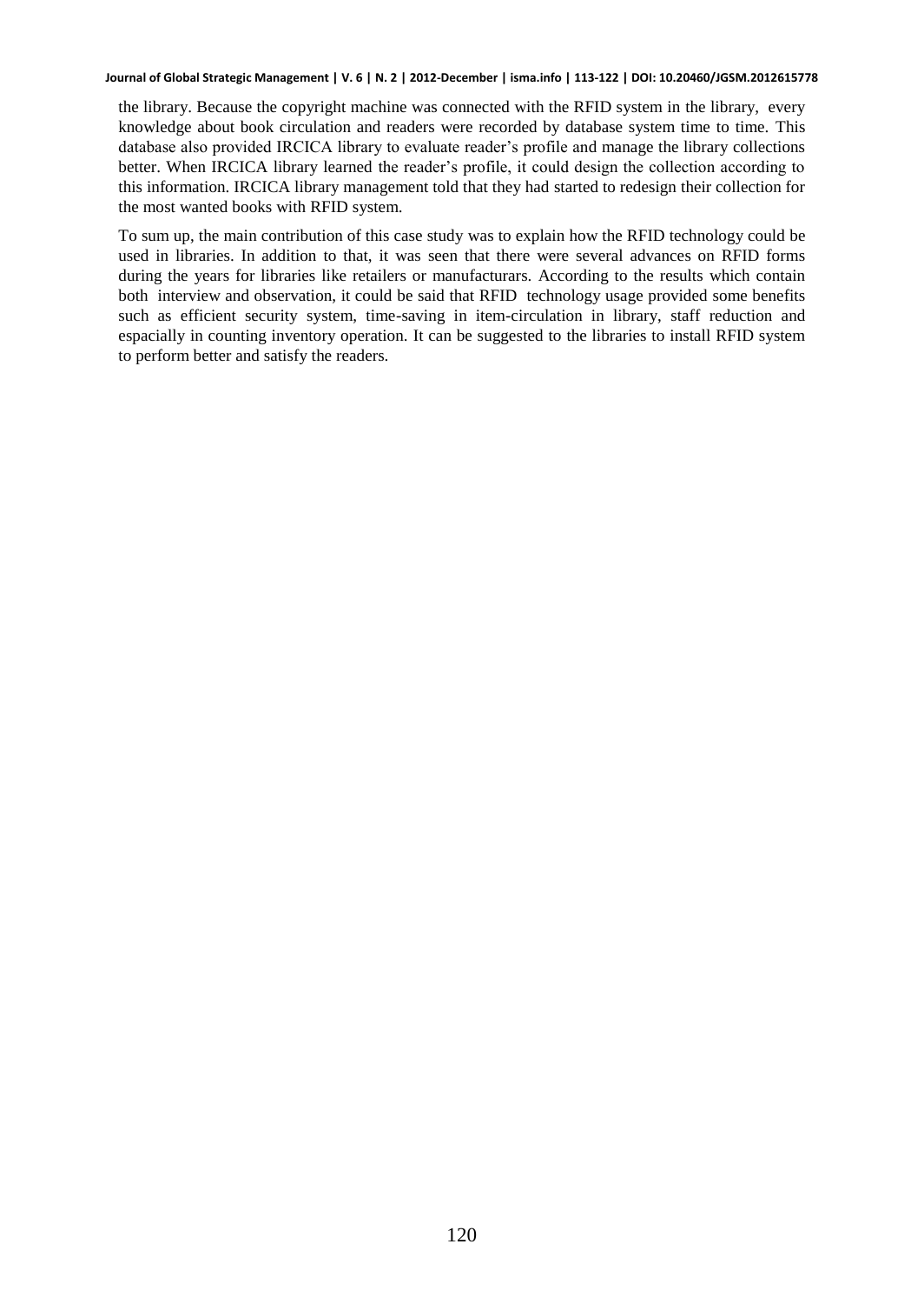the library. Because the copyright machine was connected with the RFID system in the library, every knowledge about book circulation and readers were recorded by database system time to time. This database also provided IRCICA library to evaluate reader's profile and manage the library collections better. When IRCICA library learned the reader's profile, it could design the collection according to this information. IRCICA library management told that they had started to redesign their collection for the most wanted books with RFID system.

To sum up, the main contribution of this case study was to explain how the RFID technology could be used in libraries. In addition to that, it was seen that there were several advances on RFID forms during the years for libraries like retailers or manufacturars. According to the results which contain both interview and observation, it could be said that RFID technology usage provided some benefits such as efficient security system, time-saving in item-circulation in library, staff reduction and espacially in counting inventory operation. It can be suggested to the libraries to install RFID system to perform better and satisfy the readers.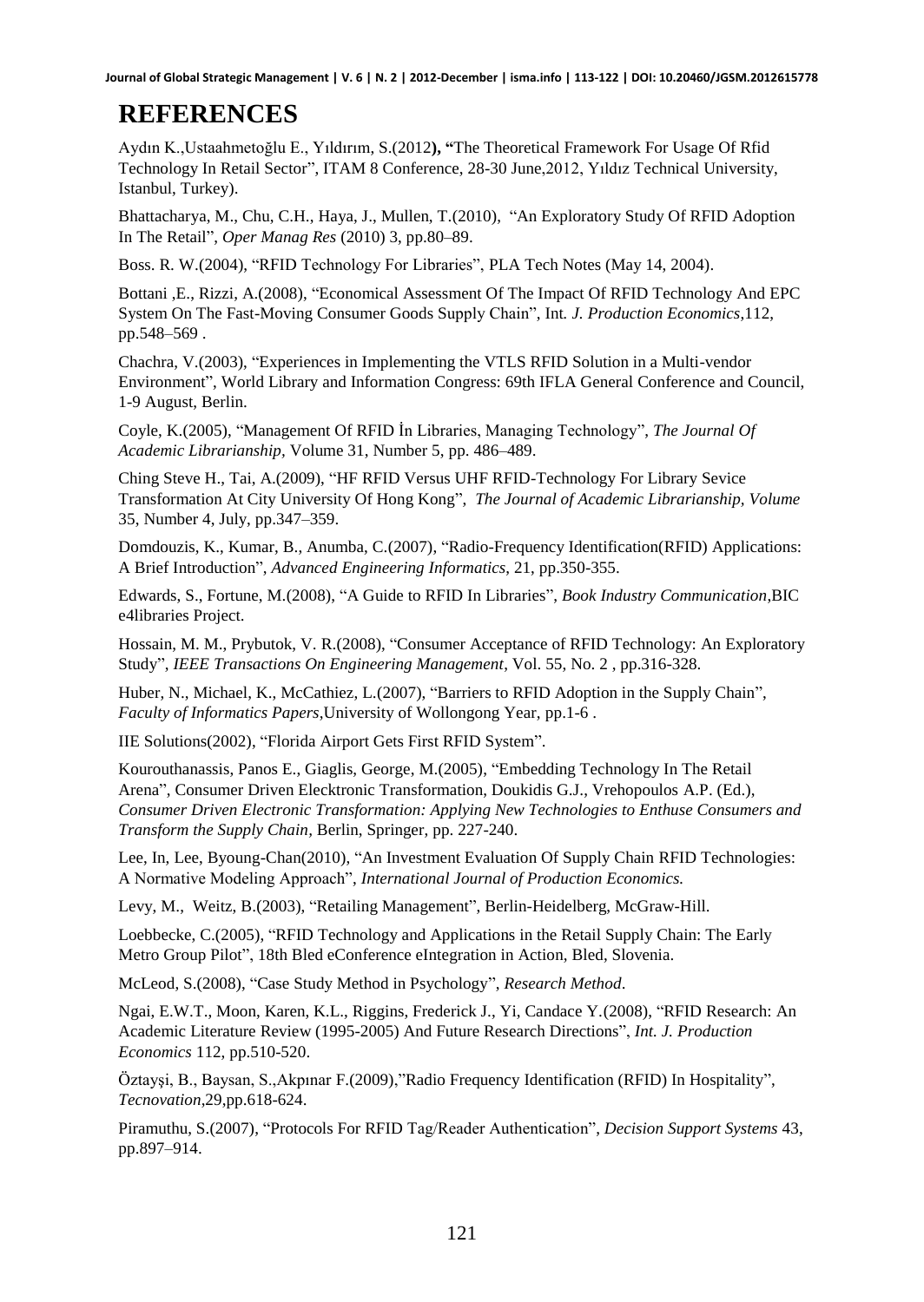# REFERENCES

Aydın K.,Ustaahmetoğlu E., Yıldırım, S.(2012**),** **"**The Theoretical Framework For Usage Of Rfid Technology In Retail Sector", ITAM 8 Conference, 28-30 June,2012, Yıldız Technical University, Istanbul, Turkey).

Bhattacharya, M., Chu, C.H., Haya, J., Mullen, T.(2010), "An Exploratory Study Of RFID Adoption In The Retail", *Oper Manag Res* (2010) 3, pp.80–89.

Boss. R. W.(2004), "RFID Technology For Libraries", PLA Tech Notes (May 14, 2004).

Bottani ,E., Rizzi, A.(2008), "Economical Assessment Of The Impact Of RFID Technology And EPC System On The Fast-Moving Consumer Goods Supply Chain", Int*. J. Production Economics*,112, pp.548–569 .

Chachra, V.(2003), "Experiences in Implementing the VTLS RFID Solution in a Multi-vendor Environment", World Library and Information Congress: 69th IFLA General Conference and Council, 1-9 August, Berlin.

Coyle, K.(2005), "Management Of RFID İn Libraries, Managing Technology", *The Journal Of Academic Librarianship*, Volume 31, Number 5, pp. 486–489.

Ching Steve H., Tai, A.(2009), "HF RFID Versus UHF RFID-Technology For Library Sevice Transformation At City University Of Hong Kong", *The Journal of Academic Librarianship, Volume* 35, Number 4, July, pp.347–359.

Domdouzis, K., Kumar, B., Anumba, C.(2007), "Radio-Frequency Identification(RFID) Applications: A Brief Introduction", *Advanced Engineering Informatics*, 21, pp.350-355.

Edwards, S., Fortune, M.(2008), "A Guide to RFID In Libraries", *Book Industry Communication*,BIC e4libraries Project.

Hossain, M. M., Prybutok, V. R.(2008), "Consumer Acceptance of RFID Technology: An Exploratory Study", *IEEE Transactions On Engineering Management*, Vol. 55, No. 2 , pp.316-328.

Huber, N., Michael, K., McCathiez, L.(2007), "Barriers to RFID Adoption in the Supply Chain", *Faculty of Informatics Papers*,University of Wollongong Year, pp.1-6 .

IIE Solutions(2002), "Florida Airport Gets First RFID System".

Kourouthanassis, Panos E., Giaglis, George, M.(2005), "Embedding Technology In The Retail Arena", Consumer Driven Elecktronic Transformation, Doukidis G.J., Vrehopoulos A.P. (Ed.), *Consumer Driven Electronic Transformation: Applying New Technologies to Enthuse Consumers and Transform the Supply Chain,* Berlin, Springer, pp. 227-240.

Lee, In, Lee, Byoung-Chan(2010), "An Investment Evaluation Of Supply Chain RFID Technologies: A Normative Modeling Approach", *International Journal of Production Economics.*

Levy, M., Weitz, B.(2003), "Retailing Management", Berlin-Heidelberg, McGraw-Hill.

Loebbecke, C.(2005), "RFID Technology and Applications in the Retail Supply Chain: The Early Metro Group Pilot", 18th Bled eConference eIntegration in Action, Bled, Slovenia.

McLeod, S.(2008), "Case Study Method in Psychology", *Research Method*.

Ngai, E.W.T., Moon, Karen, K.L., Riggins, Frederick J., Yi, Candace Y.(2008), "RFID Research: An Academic Literature Review (1995-2005) And Future Research Directions", *Int. J. Production Economics* 112, pp.510-520.

Öztayşi, B., Baysan, S.,Akpınar F.(2009),"Radio Frequency Identification (RFID) In Hospitality", *Tecnovation*,29,pp.618-624.

Piramuthu, S.(2007), "Protocols For RFID Tag/Reader Authentication", *Decision Support Systems* 43, pp.897–914.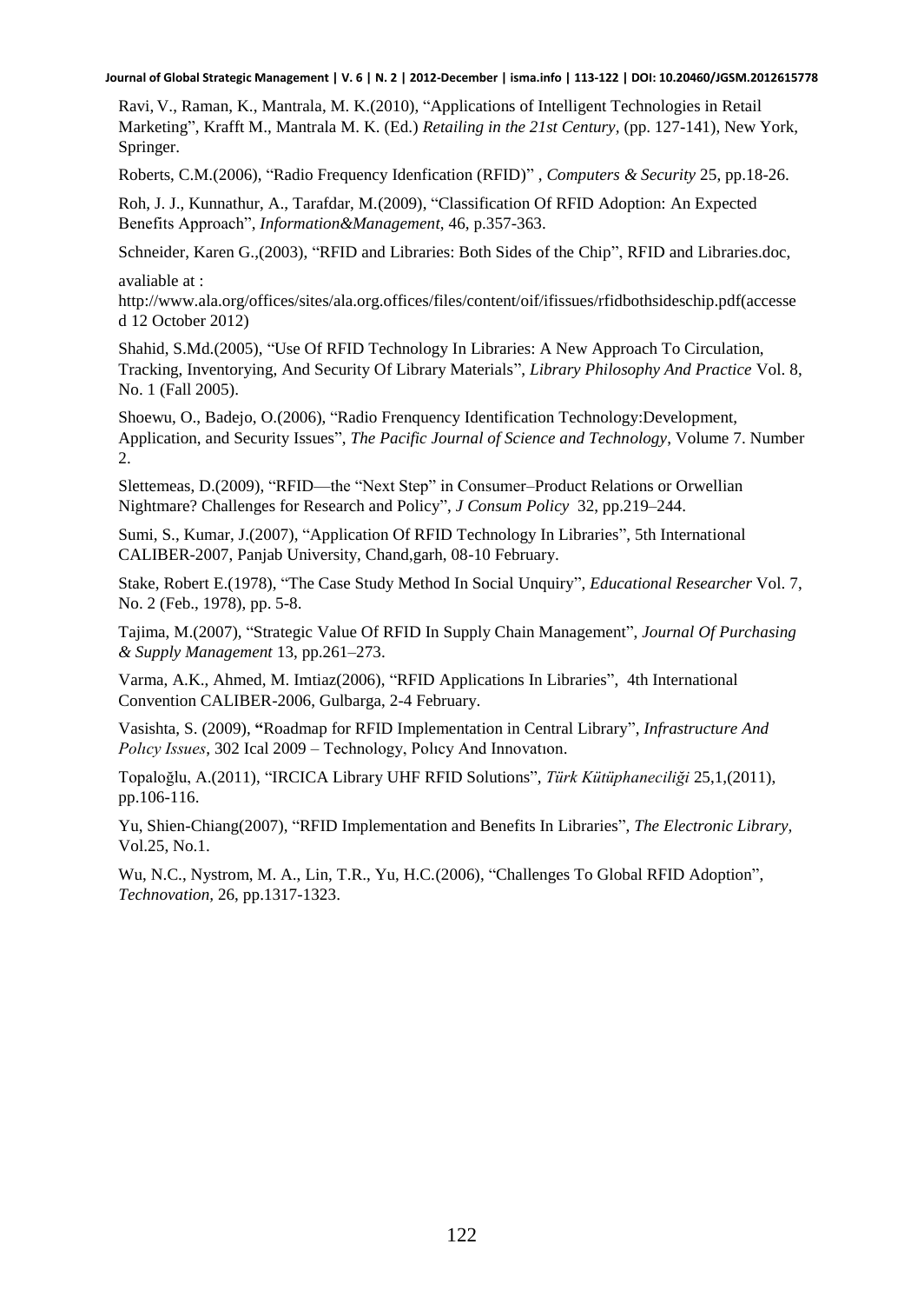Ravi, V., Raman, K., Mantrala, M. K.(2010), "Applications of Intelligent Technologies in Retail Marketing", Krafft M., Mantrala M. K. (Ed.) *Retailing in the 21st Century*, (pp. 127-141), New York, Springer.

Roberts, C.M.(2006), "Radio Frequency Idenfication (RFID)" , *Computers & Security* 25, pp.18-26.

Roh, J. J., Kunnathur, A., Tarafdar, M.(2009), "Classification Of RFID Adoption: An Expected Benefits Approach", *Information&Management*, 46, p.357-363.

Schneider, Karen G.,(2003), "RFID and Libraries: Both Sides of the Chip", RFID and Libraries.doc, avaliable at : http://www.ala.org/offices/sites/ala.org.offices/files/content/oif/ifissues/rfidbothsideschip.pdf(accessed 12 October 2012)

Shahid, S.Md.(2005), "Use Of RFID Technology In Libraries: A New Approach To Circulation, Tracking, Inventorying, And Security Of Library Materials", *Library Philosophy And Practice* Vol. 8, No. 1 (Fall 2005).

Shoewu, O., Badejo, O.(2006), "Radio Frenquency Identification Technology:Development, Application, and Security Issues", *The Pacific Journal of Science and Technology*, Volume 7. Number 2.

Slettemeas, D.(2009), "RFID—the "Next Step" in Consumer–Product Relations or Orwellian Nightmare? Challenges for Research and Policy", *J Consum Policy* 32, pp.219–244.

Sumi, S., Kumar, J.(2007), "Application Of RFID Technology In Libraries", 5th International CALIBER-2007, Panjab University, Chand,garh, 08-10 February.

Stake, Robert E.(1978), "The Case Study Method In Social Unquiry", *Educational Researcher* Vol. 7, No. 2 (Feb., 1978), pp. 5-8.

Tajima, M.(2007), "Strategic Value Of RFID In Supply Chain Management", *Journal Of Purchasing & Supply Management* 13, pp.261–273.

Varma, A.K., Ahmed, M. Imtiaz(2006), "RFID Applications In Libraries", 4th International Convention CALIBER-2006, Gulbarga, 2-4 February.

Vasishta, S. (2009), **"**Roadmap for RFID Implementation in Central Library", *Infrastructure And Polıcy Issues*, 302 Ical 2009 – Technology, Polıcy And Innovatıon.

Topaloğlu, A.(2011), "IRCICA Library UHF RFID Solutions", *Türk Kütüphaneciliği* 25,1,(2011), pp.106-116.

Yu, Shien-Chiang(2007), "RFID Implementation and Benefits In Libraries", *The Electronic Library*, Vol.25, No.1.

Wu, N.C., Nystrom, M. A., Lin, T.R., Yu, H.C.(2006), "Challenges To Global RFID Adoption", *Technovation*, 26, pp.1317-1323.